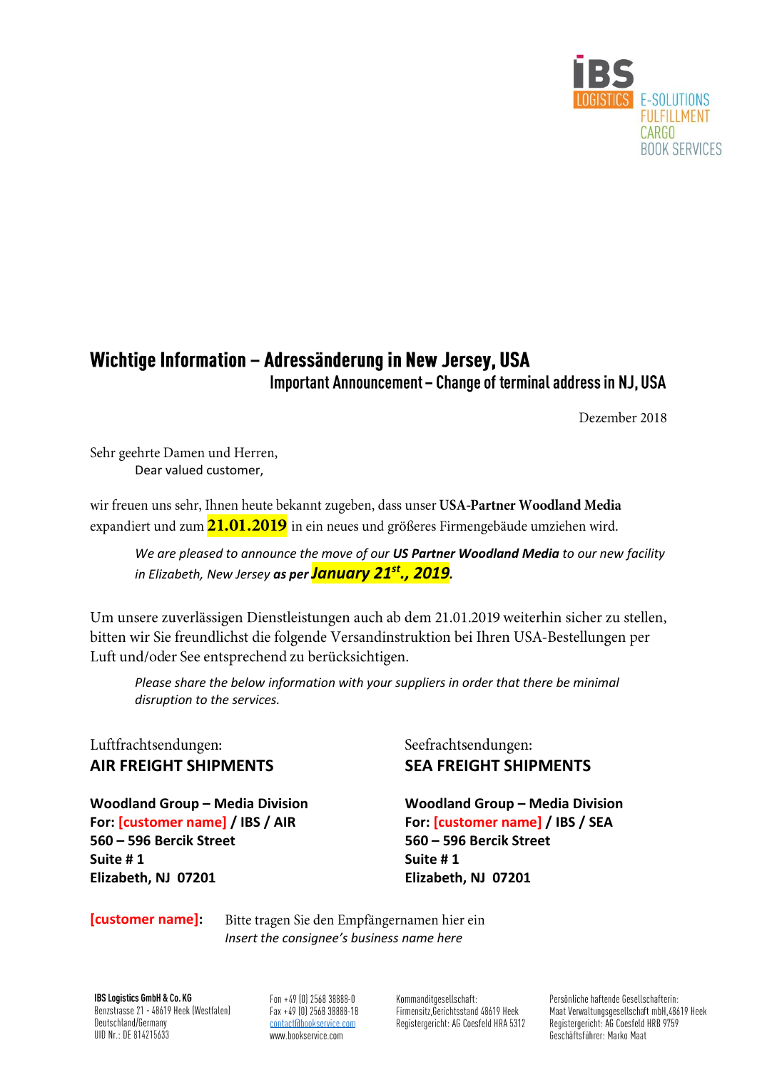IBS LOGISTICS
E-SOLUTIONS
FULFILLMENT
CARGO
BOOK SERVICES

# Wichtige Information – Adressänderung in New Jersey, USA

## Important Announcement – Change of terminal address in NJ, USA

Dezember 2018

Sehr geehrte Damen und Herren,
Dear valued customer,

wir freuen uns sehr, Ihnen heute bekannt zugeben, dass unser **USA-Partner Woodland Media** expandiert und zum **21.01.2019** in ein neues und größeres Firmengebäude umziehen wird.

*We are pleased to announce the move of our **US Partner Woodland Media** to our new facility in Elizabeth, New Jersey **as per January 21st., 2019**.*

Um unsere zuverlässigen Dienstleistungen auch ab dem 21.01.2019 weiterhin sicher zu stellen, bitten wir Sie freundlichst die folgende Versandinstruktion bei Ihren USA-Bestellungen per Luft und/oder See entsprechend zu berücksichtigen.

*Please share the below information with your suppliers in order that there be minimal disruption to the services.*

Luftfrachtsendungen:
**AIR FREIGHT SHIPMENTS**

**Woodland Group – Media Division**
**For: [customer name] / IBS / AIR**
**560 – 596 Bercik Street**
**Suite # 1**
**Elizabeth, NJ 07201**

Seefrachtsendungen:
**SEA FREIGHT SHIPMENTS**

**Woodland Group – Media Division**
**For: [customer name] / IBS / SEA**
**560 – 596 Bercik Street**
**Suite # 1**
**Elizabeth, NJ 07201**

**[customer name]:** Bitte tragen Sie den Empfängernamen hier ein
*Insert the consignee's business name here*

IBS Logistics GmbH & Co. KG
Benzstrasse 21 · 48619 Heek (Westfalen)
Deutschland/Germany
UID Nr.: DE 814215633

Fon +49 (0) 2568 38888-0
Fax +49 (0) 2568 38888-18
contact@bookservice.com
www.bookservice.com

Kommanditgesellschaft:
Firmensitz,Gerichtsstand 48619 Heek
Registergericht: AG Coesfeld HRA 5312

Persönliche haftende Gesellschafterin:
Maat Verwaltungsgesellschaft mbH,48619 Heek
Registergericht: AG Coesfeld HRB 9759
Geschäftsführer: Marko Maat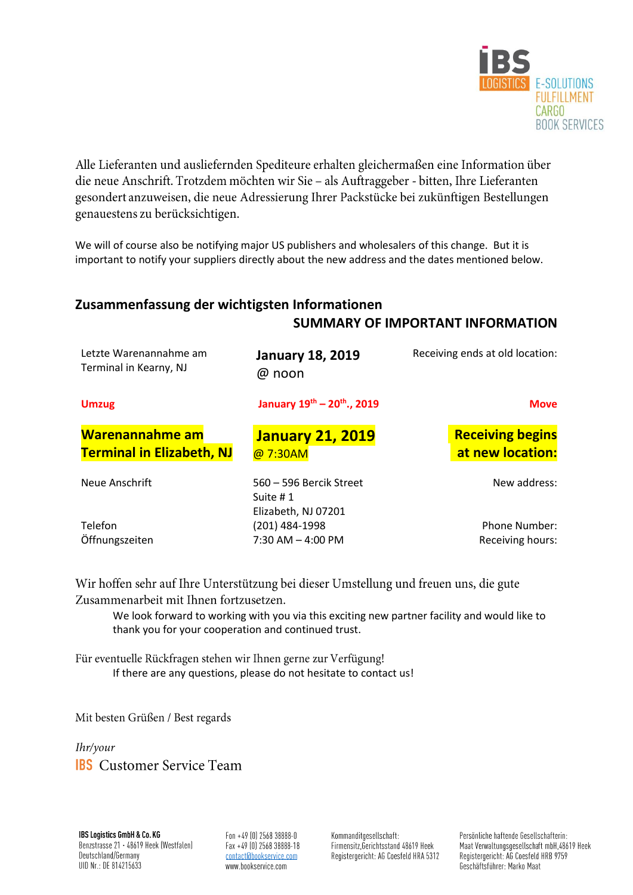Alle Lieferanten und ausliefernden Spediteure erhalten gleichermaßen eine Information über die neue Anschrift. Trotzdem möchten wir Sie – als Auftraggeber - bitten, Ihre Lieferanten gesondert anzuweisen, die neue Adressierung Ihrer Packstücke bei zukünftigen Bestellungen genauestens zu berücksichtigen.

We will of course also be notifying major US publishers and wholesalers of this change. But it is important to notify your suppliers directly about the new address and the dates mentioned below.

## Zusammenfassung der wichtigsten Informationen

## SUMMARY OF IMPORTANT INFORMATION

| | | |
|---|---|---|
| Letzte Warenannahme am Terminal in Kearny, NJ | **January 18, 2019** @ noon | Receiving ends at old location: |
| **Umzug** | **January 19th – 20th., 2019** | **Move** |
| **Warenannahme am Terminal in Elizabeth, NJ** | **January 21, 2019** @ 7:30AM | **Receiving begins at new location:** |
| Neue Anschrift | 560 – 596 Bercik Street<br>Suite # 1<br>Elizabeth, NJ 07201 | New address: |
| Telefon | (201) 484-1998 | Phone Number: |
| Öffnungszeiten | 7:30 AM – 4:00 PM | Receiving hours: |

Wir hoffen sehr auf Ihre Unterstützung bei dieser Umstellung und freuen uns, die gute Zusammenarbeit mit Ihnen fortzusetzen.

We look forward to working with you via this exciting new partner facility and would like to thank you for your cooperation and continued trust.

Für eventuelle Rückfragen stehen wir Ihnen gerne zur Verfügung!

If there are any questions, please do not hesitate to contact us!

Mit besten Grüßen / Best regards

*Ihr/your*

IBS Customer Service Team

**IBS Logistics GmbH & Co. KG**
Benzstrasse 21 · 48619 Heek (Westfalen)
Deutschland/Germany
UID Nr.: DE 814215633

Fon +49 (0) 2568 38888-0
Fax +49 (0) 2568 38888-18
contact@bookservice.com
www.bookservice.com

Kommanditgesellschaft:
Firmensitz,Gerichtsstand 48619 Heek
Registergericht: AG Coesfeld HRA 5312

Persönliche haftende Gesellschafterin:
Maat Verwaltungsgesellschaft mbH,48619 Heek
Registergericht: AG Coesfeld HRB 9759
Geschäftsführer: Marko Maat